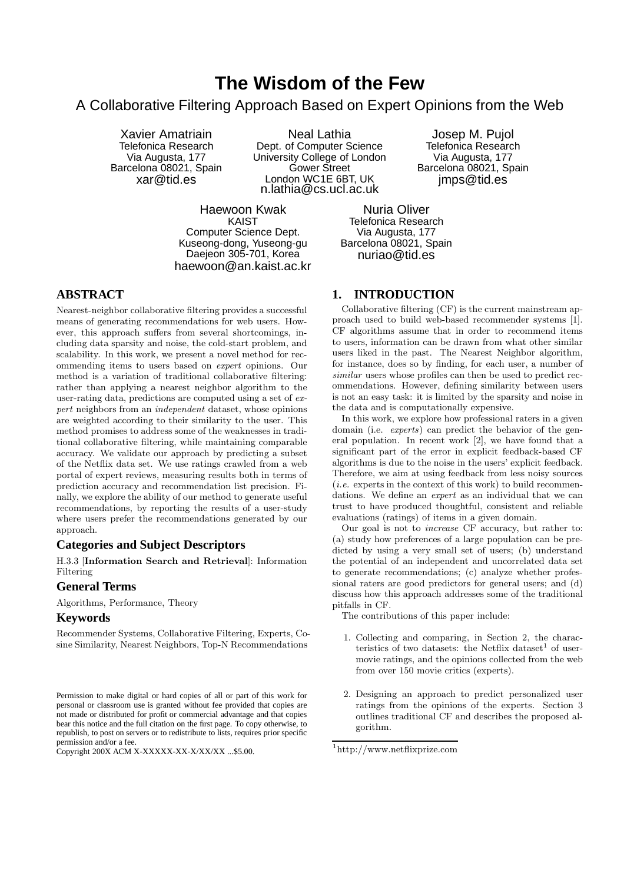# The Wisdom of the Few

## A Collaborative Filtering Approach Based on Expert Opinions from the Web

Xavier Amatriain
Telefonica Research
Via Augusta, 177
Barcelona 08021, Spain
xar@tid.es

Neal Lathia
Dept. of Computer Science
University College of London
Gower Street
London WC1E 6BT, UK
n.lathia@cs.ucl.ac.uk

Josep M. Pujol
Telefonica Research
Via Augusta, 177
Barcelona 08021, Spain
jmps@tid.es

Haewoon Kwak
KAIST
Computer Science Dept.
Kuseong-dong, Yuseong-gu
Daejeon 305-701, Korea
haewoon@an.kaist.ac.kr

Nuria Oliver
Telefonica Research
Via Augusta, 177
Barcelona 08021, Spain
nuriao@tid.es

## ABSTRACT

Nearest-neighbor collaborative filtering provides a successful means of generating recommendations for web users. However, this approach suffers from several shortcomings, including data sparsity and noise, the cold-start problem, and scalability. In this work, we present a novel method for recommending items to users based on *expert* opinions. Our method is a variation of traditional collaborative filtering: rather than applying a nearest neighbor algorithm to the user-rating data, predictions are computed using a set of *expert* neighbors from an *independent* dataset, whose opinions are weighted according to their similarity to the user. This method promises to address some of the weaknesses in traditional collaborative filtering, while maintaining comparable accuracy. We validate our approach by predicting a subset of the Netflix data set. We use ratings crawled from a web portal of expert reviews, measuring results both in terms of prediction accuracy and recommendation list precision. Finally, we explore the ability of our method to generate useful recommendations, by reporting the results of a user-study where users prefer the recommendations generated by our approach.

### Categories and Subject Descriptors

H.3.3 [**Information Search and Retrieval**]: Information Filtering

### General Terms

Algorithms, Performance, Theory

### Keywords

Recommender Systems, Collaborative Filtering, Experts, Cosine Similarity, Nearest Neighbors, Top-N Recommendations

Permission to make digital or hard copies of all or part of this work for personal or classroom use is granted without fee provided that copies are not made or distributed for profit or commercial advantage and that copies bear this notice and the full citation on the first page. To copy otherwise, to republish, to post on servers or to redistribute to lists, requires prior specific permission and/or a fee.
Copyright 200X ACM X-XXXXX-XX-X/XX/XX ...$5.00.

## 1. INTRODUCTION

Collaborative filtering (CF) is the current mainstream approach used to build web-based recommender systems [1]. CF algorithms assume that in order to recommend items to users, information can be drawn from what other similar users liked in the past. The Nearest Neighbor algorithm, for instance, does so by finding, for each user, a number of *similar* users whose profiles can then be used to predict recommendations. However, defining similarity between users is not an easy task: it is limited by the sparsity and noise in the data and is computationally expensive.

In this work, we explore how professional raters in a given domain (i.e. *experts*) can predict the behavior of the general population. In recent work [2], we have found that a significant part of the error in explicit feedback-based CF algorithms is due to the noise in the users' explicit feedback. Therefore, we aim at using feedback from less noisy sources (*i.e.* experts in the context of this work) to build recommendations. We define an *expert* as an individual that we can trust to have produced thoughtful, consistent and reliable evaluations (ratings) of items in a given domain.

Our goal is not to *increase* CF accuracy, but rather to: (a) study how preferences of a large population can be predicted by using a very small set of users; (b) understand the potential of an independent and uncorrelated data set to generate recommendations; (c) analyze whether professional raters are good predictors for general users; and (d) discuss how this approach addresses some of the traditional pitfalls in CF.

The contributions of this paper include:

1. Collecting and comparing, in Section 2, the characteristics of two datasets: the Netflix dataset[1] of user-movie ratings, and the opinions collected from the web from over 150 movie critics (experts).

2. Designing an approach to predict personalized user ratings from the opinions of the experts. Section 3 outlines traditional CF and describes the proposed algorithm.

[1] http://www.netflixprize.com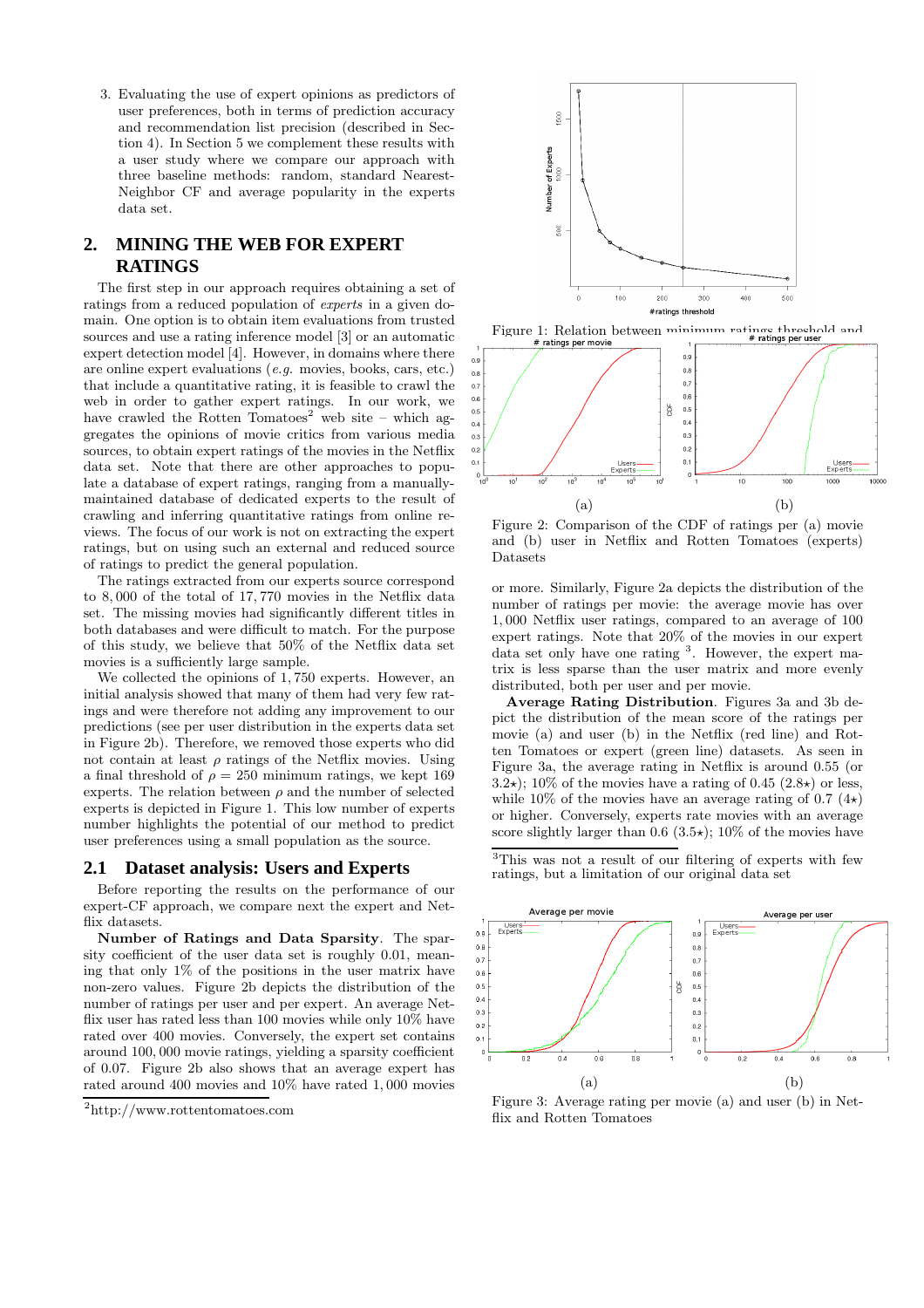3. Evaluating the use of expert opinions as predictors of user preferences, both in terms of prediction accuracy and recommendation list precision (described in Section 4). In Section 5 we complement these results with a user study where we compare our approach with three baseline methods: random, standard Nearest-Neighbor CF and average popularity in the experts data set.

## 2. MINING THE WEB FOR EXPERT RATINGS

The first step in our approach requires obtaining a set of ratings from a reduced population of *experts* in a given domain. One option is to obtain item evaluations from trusted sources and use a rating inference model [3] or an automatic expert detection model [4]. However, in domains where there are online expert evaluations (*e.g.* movies, books, cars, etc.) that include a quantitative rating, it is feasible to crawl the web in order to gather expert ratings. In our work, we have crawled the Rotten Tomatoes[2] web site – which aggregates the opinions of movie critics from various media sources, to obtain expert ratings of the movies in the Netflix data set. Note that there are other approaches to populate a database of expert ratings, ranging from a manually-maintained database of dedicated experts to the result of crawling and inferring quantitative ratings from online reviews. The focus of our work is not on extracting the expert ratings, but on using such an external and reduced source of ratings to predict the general population.

The ratings extracted from our experts source correspond to 8,000 of the total of 17,770 movies in the Netflix data set. The missing movies had significantly different titles in both databases and were difficult to match. For the purpose of this study, we believe that 50% of the Netflix data set movies is a sufficiently large sample.

We collected the opinions of 1,750 experts. However, an initial analysis showed that many of them had very few ratings and were therefore not adding any improvement to our predictions (see per user distribution in the experts data set in Figure 2b). Therefore, we removed those experts who did not contain at least $\rho$ ratings of the Netflix movies. Using a final threshold of $\rho = 250$ minimum ratings, we kept 169 experts. The relation between $\rho$ and the number of selected experts is depicted in Figure 1. This low number of experts number highlights the potential of our method to predict user preferences using a small population as the source.

### 2.1 Dataset analysis: Users and Experts

Before reporting the results on the performance of our expert-CF approach, we compare next the expert and Netflix datasets.

**Number of Ratings and Data Sparsity**. The sparsity coefficient of the user data set is roughly 0.01, meaning that only 1% of the positions in the user matrix have non-zero values. Figure 2b depicts the distribution of the number of ratings per user and per expert. An average Netflix user has rated less than 100 movies while only 10% have rated over 400 movies. Conversely, the expert set contains around 100,000 movie ratings, yielding a sparsity coefficient of 0.07. Figure 2b also shows that an average expert has rated around 400 movies and 10% have rated 1,000 movies or more. Similarly, Figure 2a depicts the distribution of the number of ratings per movie: the average movie has over 1,000 Netflix user ratings, compared to an average of 100 expert ratings. Note that 20% of the movies in our expert data set only have one rating [3]. However, the expert matrix is less sparse than the user matrix and more evenly distributed, both per user and per movie.

**Average Rating Distribution**. Figures 3a and 3b depict the distribution of the mean score of the ratings per movie (a) and user (b) in the Netflix (red line) and Rotten Tomatoes or expert (green line) datasets. As seen in Figure 3a, the average rating in Netflix is around 0.55 (or 3.2⋆); 10% of the movies have a rating of 0.45 (2.8⋆) or less, while 10% of the movies have an average rating of 0.7 (4⋆) or higher. Conversely, experts rate movies with an average score slightly larger than 0.6 (3.5⋆); 10% of the movies have

[2] http://www.rottentomatoes.com

[3] This was not a result of our filtering of experts with few ratings, but a limitation of our original data set

Number of Experts
1500
1000
500
0 100 200 300 400 500
#ratings threshold

Figure 1: Relation between minimum ratings threshold and

# ratings per movie
Users
Experts
(a)

# ratings per user
CDF
Users
Experts
(b)

Figure 2: Comparison of the CDF of ratings per (a) movie and (b) user in Netflix and Rotten Tomatoes (experts) Datasets

Average per movie
Users
Experts
(a)

Average per user
CDF
Users
Experts
(b)

Figure 3: Average rating per movie (a) and user (b) in Netflix and Rotten Tomatoes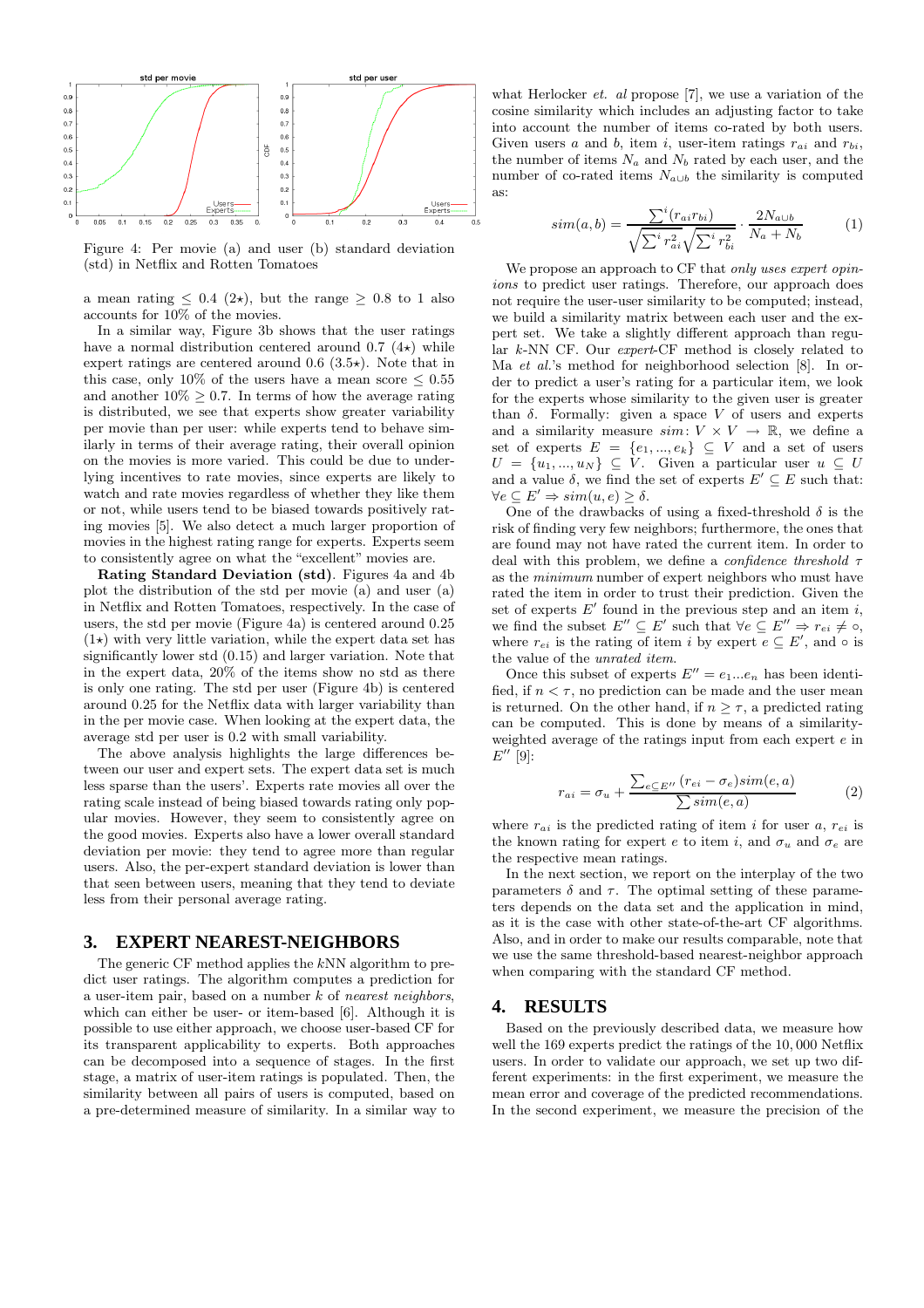std per movie

1
0.9
0.8
0.7
0.6
0.5
0.4
0.3
0.2
0.1
0

0 0.05 0.1 0.15 0.2 0.25 0.3 0.35 0.

Users
Experts

std per user

CDF

1
0.9
0.8
0.7
0.6
0.5
0.4
0.3
0.2
0.1
0

0 0.1 0.2 0.3 0.4 0.5

Users
Experts

Figure 4: Per movie (a) and user (b) standard deviation (std) in Netflix and Rotten Tomatoes

a mean rating $\leq 0.4$ (2⋆), but the range $\geq 0.8$ to 1 also accounts for 10% of the movies.

In a similar way, Figure 3b shows that the user ratings have a normal distribution centered around 0.7 (4⋆) while expert ratings are centered around 0.6 (3.5⋆). Note that in this case, only 10% of the users have a mean score $\leq 0.55$ and another 10% $\geq 0.7$. In terms of how the average rating is distributed, we see that experts show greater variability per movie than per user: while experts tend to behave similarly in terms of their average rating, their overall opinion on the movies is more varied. This could be due to underlying incentives to rate movies, since experts are likely to watch and rate movies regardless of whether they like them or not, while users tend to be biased towards positively rating movies [5]. We also detect a much larger proportion of movies in the highest rating range for experts. Experts seem to consistently agree on what the "excellent" movies are.

**Rating Standard Deviation (std).** Figures 4a and 4b plot the distribution of the std per movie (a) and user (a) in Netflix and Rotten Tomatoes, respectively. In the case of users, the std per movie (Figure 4a) is centered around 0.25 (1⋆) with very little variation, while the expert data set has significantly lower std (0.15) and larger variation. Note that in the expert data, 20% of the items show no std as there is only one rating. The std per user (Figure 4b) is centered around 0.25 for the Netflix data with larger variability than in the per movie case. When looking at the expert data, the average std per user is 0.2 with small variability.

The above analysis highlights the large differences between our user and expert sets. The expert data set is much less sparse than the users'. Experts rate movies all over the rating scale instead of being biased towards rating only popular movies. However, they seem to consistently agree on the good movies. Experts also have a lower overall standard deviation per movie: they tend to agree more than regular users. Also, the per-expert standard deviation is lower than that seen between users, meaning that they tend to deviate less from their personal average rating.

## 3. EXPERT NEAREST-NEIGHBORS

The generic CF method applies the $k$NN algorithm to predict user ratings. The algorithm computes a prediction for a user-item pair, based on a number $k$ of *nearest neighbors*, which can either be user- or item-based [6]. Although it is possible to use either approach, we choose user-based CF for its transparent applicability to experts. Both approaches can be decomposed into a sequence of stages. In the first stage, a matrix of user-item ratings is populated. Then, the similarity between all pairs of users is computed, based on a pre-determined measure of similarity. In a similar way to what Herlocker *et. al* propose [7], we use a variation of the cosine similarity which includes an adjusting factor to take into account the number of items co-rated by both users. Given users $a$ and $b$, item $i$, user-item ratings $r_{ai}$ and $r_{bi}$, the number of items $N_a$ and $N_b$ rated by each user, and the number of co-rated items $N_{a \cup b}$ the similarity is computed as:

$$sim(a, b) = \frac{\sum^{i}(r_{ai} r_{bi})}{\sqrt{\sum^{i} r_{ai}^2}\sqrt{\sum^{i} r_{bi}^2}} \cdot \frac{2N_{a \cup b}}{N_a + N_b} \qquad (1)$$

We propose an approach to CF that *only uses expert opinions* to predict user ratings. Therefore, our approach does not require the user-user similarity to be computed; instead, we build a similarity matrix between each user and the expert set. We take a slightly different approach than regular $k$-NN CF. Our *expert*-CF method is closely related to Ma *et al.*'s method for neighborhood selection [8]. In order to predict a user's rating for a particular item, we look for the experts whose similarity to the given user is greater than $\delta$. Formally: given a space $V$ of users and experts and a similarity measure $sim\colon V \times V \to \mathbb{R}$, we define a set of experts $E = \{e_1, ..., e_k\} \subseteq V$ and a set of users $U = \{u_1, ..., u_N\} \subseteq V$. Given a particular user $u \subseteq U$ and a value $\delta$, we find the set of experts $E' \subseteq E$ such that: $\forall e \subseteq E' \Rightarrow sim(u, e) \geq \delta$.

One of the drawbacks of using a fixed-threshold $\delta$ is the risk of finding very few neighbors; furthermore, the ones that are found may not have rated the current item. In order to deal with this problem, we define a *confidence threshold* $\tau$ as the *minimum* number of expert neighbors who must have rated the item in order to trust their prediction. Given the set of experts $E'$ found in the previous step and an item $i$, we find the subset $E'' \subseteq E'$ such that $\forall e \subseteq E'' \Rightarrow r_{ei} \neq \circ$, where $r_{ei}$ is the rating of item $i$ by expert $e \subseteq E'$, and $\circ$ is the value of the *unrated item*.

Once this subset of experts $E'' = e_1...e_n$ has been identified, if $n < \tau$, no prediction can be made and the user mean is returned. On the other hand, if $n \geq \tau$, a predicted rating can be computed. This is done by means of a similarity-weighted average of the ratings input from each expert $e$ in $E''$ [9]:

$$r_{ai} = \sigma_u + \frac{\sum_{e \subseteq E''}(r_{ei} - \sigma_e) sim(e, a)}{\sum sim(e, a)} \qquad (2)$$

where $r_{ai}$ is the predicted rating of item $i$ for user $a$, $r_{ei}$ is the known rating for expert $e$ to item $i$, and $\sigma_u$ and $\sigma_e$ are the respective mean ratings.

In the next section, we report on the interplay of the two parameters $\delta$ and $\tau$. The optimal setting of these parameters depends on the data set and the application in mind, as it is the case with other state-of-the-art CF algorithms. Also, and in order to make our results comparable, note that we use the same threshold-based nearest-neighbor approach when comparing with the standard CF method.

## 4. RESULTS

Based on the previously described data, we measure how well the 169 experts predict the ratings of the 10,000 Netflix users. In order to validate our approach, we set up two different experiments: in the first experiment, we measure the mean error and coverage of the predicted recommendations. In the second experiment, we measure the precision of the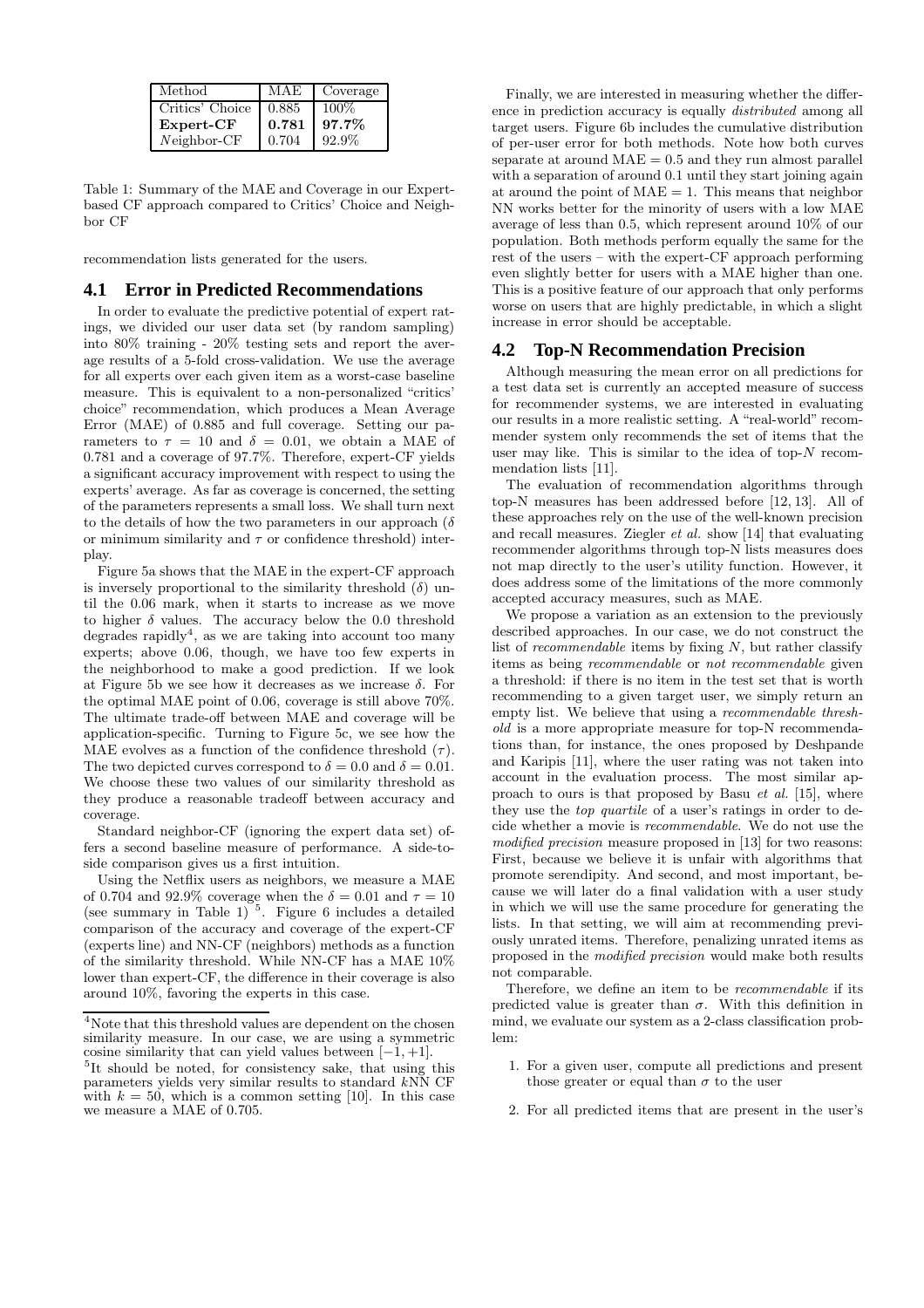| Method | MAE | Coverage |
|---|---|---|
| Critics' Choice | 0.885 | 100% |
| **Expert-CF** | **0.781** | **97.7%** |
| *N*eighbor-CF | 0.704 | 92.9% |

Table 1: Summary of the MAE and Coverage in our Expert-based CF approach compared to Critics' Choice and Neighbor CF

recommendation lists generated for the users.

## 4.1 Error in Predicted Recommendations

In order to evaluate the predictive potential of expert ratings, we divided our user data set (by random sampling) into 80% training - 20% testing sets and report the average results of a 5-fold cross-validation. We use the average for all experts over each given item as a worst-case baseline measure. This is equivalent to a non-personalized "critics' choice" recommendation, which produces a Mean Average Error (MAE) of 0.885 and full coverage. Setting our parameters to $\tau = 10$ and $\delta = 0.01$, we obtain a MAE of 0.781 and a coverage of 97.7%. Therefore, expert-CF yields a significant accuracy improvement with respect to using the experts' average. As far as coverage is concerned, the setting of the parameters represents a small loss. We shall turn next to the details of how the two parameters in our approach ($\delta$ or minimum similarity and $\tau$ or confidence threshold) interplay.

Figure 5a shows that the MAE in the expert-CF approach is inversely proportional to the similarity threshold ($\delta$) until the 0.06 mark, when it starts to increase as we move to higher $\delta$ values. The accuracy below the 0.0 threshold degrades rapidly[4], as we are taking into account too many experts; above 0.06, though, we have too few experts in the neighborhood to make a good prediction. If we look at Figure 5b we see how it decreases as we increase $\delta$. For the optimal MAE point of 0.06, coverage is still above 70%. The ultimate trade-off between MAE and coverage will be application-specific. Turning to Figure 5c, we see how the MAE evolves as a function of the confidence threshold ($\tau$). The two depicted curves correspond to $\delta = 0.0$ and $\delta = 0.01$. We choose these two values of our similarity threshold as they produce a reasonable tradeoff between accuracy and coverage.

Standard neighbor-CF (ignoring the expert data set) offers a second baseline measure of performance. A side-to-side comparison gives us a first intuition.

Using the Netflix users as neighbors, we measure a MAE of 0.704 and 92.9% coverage when the $\delta = 0.01$ and $\tau = 10$ (see summary in Table 1) [5]. Figure 6 includes a detailed comparison of the accuracy and coverage of the expert-CF (experts line) and NN-CF (neighbors) methods as a function of the similarity threshold. While NN-CF has a MAE 10% lower than expert-CF, the difference in their coverage is also around 10%, favoring the experts in this case.

Finally, we are interested in measuring whether the difference in prediction accuracy is equally *distributed* among all target users. Figure 6b includes the cumulative distribution of per-user error for both methods. Note how both curves separate at around MAE = 0.5 and they run almost parallel with a separation of around 0.1 until they start joining again at around the point of MAE = 1. This means that neighbor NN works better for the minority of users with a low MAE average of less than 0.5, which represent around 10% of our population. Both methods perform equally the same for the rest of the users – with the expert-CF approach performing even slightly better for users with a MAE higher than one. This is a positive feature of our approach that only performs worse on users that are highly predictable, in which a slight increase in error should be acceptable.

## 4.2 Top-N Recommendation Precision

Although measuring the mean error on all predictions for a test data set is currently an accepted measure of success for recommender systems, we are interested in evaluating our results in a more realistic setting. A "real-world" recommender system only recommends the set of items that the user may like. This is similar to the idea of top-$N$ recommendation lists [11].

The evaluation of recommendation algorithms through top-N measures has been addressed before [12, 13]. All of these approaches rely on the use of the well-known precision and recall measures. Ziegler *et al.* show [14] that evaluating recommender algorithms through top-N lists measures does not map directly to the user's utility function. However, it does address some of the limitations of the more commonly accepted accuracy measures, such as MAE.

We propose a variation as an extension to the previously described approaches. In our case, we do not construct the list of *recommendable* items by fixing $N$, but rather classify items as being *recommendable* or *not recommendable* given a threshold: if there is no item in the test set that is worth recommending to a given target user, we simply return an empty list. We believe that using a *recommendable threshold* is a more appropriate measure for top-N recommendations than, for instance, the ones proposed by Deshpande and Karipis [11], where the user rating was not taken into account in the evaluation process. The most similar approach to ours is that proposed by Basu *et al.* [15], where they use the *top quartile* of a user's ratings in order to decide whether a movie is *recommendable*. We do not use the *modified precision* measure proposed in [13] for two reasons: First, because we believe it is unfair with algorithms that promote serendipity. And second, and most important, because we will later do a final validation with a user study in which we will use the same procedure for generating the lists. In that setting, we will aim at recommending previously unrated items. Therefore, penalizing unrated items as proposed in the *modified precision* would make both results not comparable.

Therefore, we define an item to be *recommendable* if its predicted value is greater than $\sigma$. With this definition in mind, we evaluate our system as a 2-class classification problem:

1. For a given user, compute all predictions and present those greater or equal than $\sigma$ to the user
2. For all predicted items that are present in the user's

[4] Note that this threshold values are dependent on the chosen similarity measure. In our case, we are using a symmetric cosine similarity that can yield values between $[-1, +1]$.

[5] It should be noted, for consistency sake, that using this parameters yields very similar results to standard $k$NN CF with $k = 50$, which is a common setting [10]. In this case we measure a MAE of 0.705.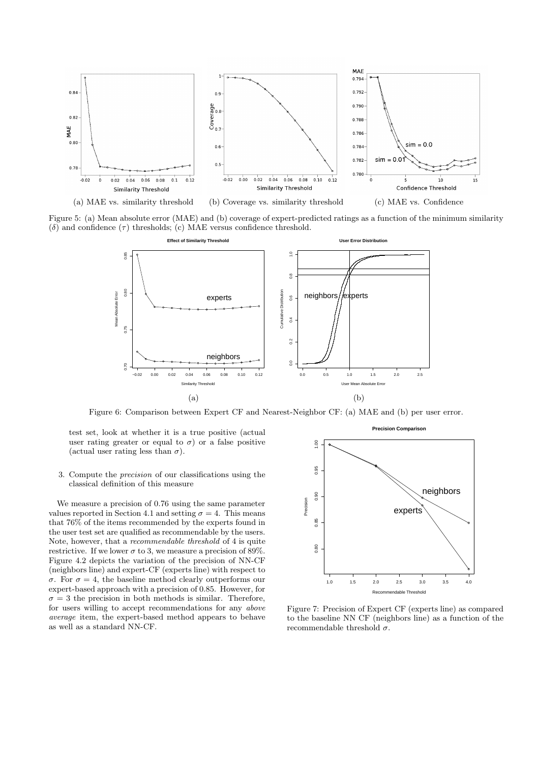MAE

0.84

0.82

0.80

0.78

-0.02 0 0.02 0.04 0.06 0.08 0.1 0.12

Similarity Threshold

(a) MAE vs. similarity threshold

Coverage

1

0.9

0.8

0.7

0.6

0.5

-0.02 0.00 0.02 0.04 0.06 0.08 0.10 0.12

Similarity Threshold

(b) Coverage vs. similarity threshold

MAE

0.794

0.792

0.790

0.788

0.786

0.784

0.782

0.780

0 5 10 15

Confidence Threshold

sim = 0.0

sim = 0.01

(c) MAE vs. Confidence

Figure 5: (a) Mean absolute error (MAE) and (b) coverage of expert-predicted ratings as a function of the minimum similarity ($\delta$) and confidence ($\tau$) thresholds; (c) MAE versus confidence threshold.

Effect of Similarity Threshold

Mean Absolute Error

0.85

0.80

0.75

0.70

experts

neighbors

-0.02 0.00 0.02 0.04 0.06 0.08 0.10 0.12

Similarity Threshold

(a)

User Error Distribution

Cumulative Distribution

1.0

0.8

0.6

0.4

0.2

0.0

neighbors

experts

0.0 0.5 1.0 1.5 2.0 2.5

User Mean Absolute Error

(b)

Figure 6: Comparison between Expert CF and Nearest-Neighbor CF: (a) MAE and (b) per user error.

test set, look at whether it is a true positive (actual user rating greater or equal to $\sigma$) or a false positive (actual user rating less than $\sigma$).

3. Compute the *precision* of our classifications using the classical definition of this measure

We measure a precision of 0.76 using the same parameter values reported in Section 4.1 and setting $\sigma = 4$. This means that 76% of the items recommended by the experts found in the user test set are qualified as recommendable by the users. Note, however, that a *recommendable threshold* of 4 is quite restrictive. If we lower $\sigma$ to 3, we measure a precision of 89%. Figure 4.2 depicts the variation of the precision of NN-CF (neighbors line) and expert-CF (experts line) with respect to $\sigma$. For $\sigma = 4$, the baseline method clearly outperforms our expert-based approach with a precision of 0.85. However, for $\sigma = 3$ the precision in both methods is similar. Therefore, for users willing to accept recommendations for any *above average* item, the expert-based method appears to behave as well as a standard NN-CF.

Precision Comparison

Precision

1.00

0.95

0.90

0.85

0.80

neighbors

experts

1.0 1.5 2.0 2.5 3.0 3.5 4.0

Recommendable Threshold

Figure 7: Precision of Expert CF (experts line) as compared to the baseline NN CF (neighbors line) as a function of the recommendable threshold $\sigma$.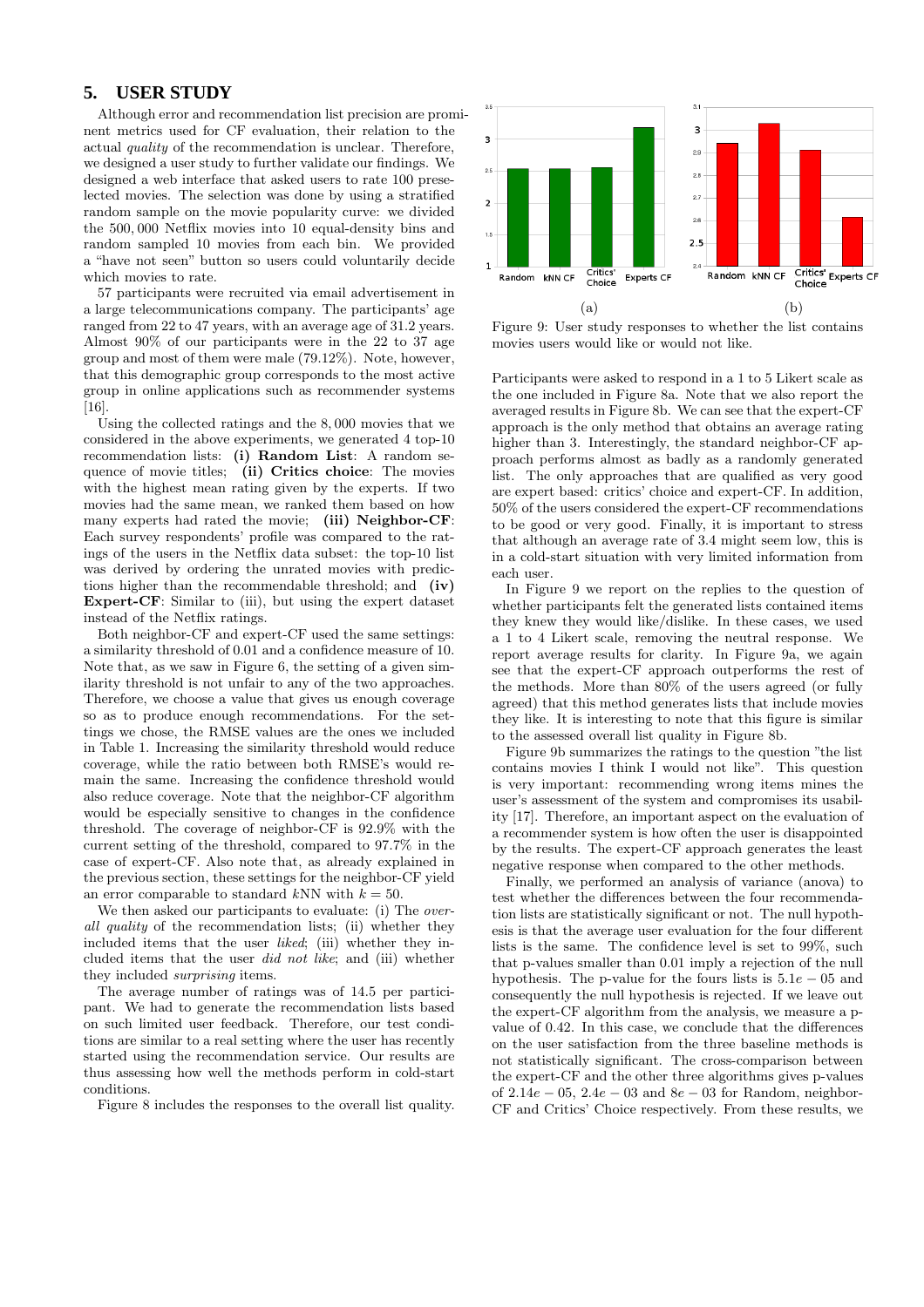## 5. USER STUDY

Although error and recommendation list precision are prominent metrics used for CF evaluation, their relation to the actual *quality* of the recommendation is unclear. Therefore, we designed a user study to further validate our findings. We designed a web interface that asked users to rate 100 preselected movies. The selection was done by using a stratified random sample on the movie popularity curve: we divided the 500,000 Netflix movies into 10 equal-density bins and random sampled 10 movies from each bin. We provided a "have not seen" button so users could voluntarily decide which movies to rate.

57 participants were recruited via email advertisement in a large telecommunications company. The participants' age ranged from 22 to 47 years, with an average age of 31.2 years. Almost 90% of our participants were in the 22 to 37 age group and most of them were male (79.12%). Note, however, that this demographic group corresponds to the most active group in online applications such as recommender systems [16].

Using the collected ratings and the 8,000 movies that we considered in the above experiments, we generated 4 top-10 recommendation lists: **(i) Random List**: A random sequence of movie titles; **(ii) Critics choice**: The movies with the highest mean rating given by the experts. If two movies had the same mean, we ranked them based on how many experts had rated the movie; **(iii) Neighbor-CF**: Each survey respondents' profile was compared to the ratings of the users in the Netflix data subset: the top-10 list was derived by ordering the unrated movies with predictions higher than the recommendable threshold; and **(iv) Expert-CF**: Similar to (iii), but using the expert dataset instead of the Netflix ratings.

Both neighbor-CF and expert-CF used the same settings: a similarity threshold of 0.01 and a confidence measure of 10. Note that, as we saw in Figure 6, the setting of a given similarity threshold is not unfair to any of the two approaches. Therefore, we choose a value that gives us enough coverage so as to produce enough recommendations. For the settings we chose, the RMSE values are the ones we included in Table 1. Increasing the similarity threshold would reduce coverage, while the ratio between both RMSE's would remain the same. Increasing the confidence threshold would also reduce coverage. Note that the neighbor-CF algorithm would be especially sensitive to changes in the confidence threshold. The coverage of neighbor-CF is 92.9% with the current setting of the threshold, compared to 97.7% in the case of expert-CF. Also note that, as already explained in the previous section, these settings for the neighbor-CF yield an error comparable to standard $k$NN with $k = 50$.

We then asked our participants to evaluate: (i) The *overall quality* of the recommendation lists; (ii) whether they included items that the user *liked*; (iii) whether they included items that the user *did not like*; and (iii) whether they included *surprising* items.

The average number of ratings was of 14.5 per participant. We had to generate the recommendation lists based on such limited user feedback. Therefore, our test conditions are similar to a real setting where the user has recently started using the recommendation service. Our results are thus assessing how well the methods perform in cold-start conditions.

Figure 8 includes the responses to the overall list quality.

3.5
3
2.5
2
1.5
1
Random
kNN CF
Critics' Choice
Experts CF

(a)

3.1
3
2.9
2.8
2.7
2.6
2.5
2.4
Random
kNN CF
Critics' Choice
Experts CF

(b)

Figure 9: User study responses to whether the list contains movies users would like or would not like.

Participants were asked to respond in a 1 to 5 Likert scale as the one included in Figure 8a. Note that we also report the averaged results in Figure 8b. We can see that the expert-CF approach is the only method that obtains an average rating higher than 3. Interestingly, the standard neighbor-CF approach performs almost as badly as a randomly generated list. The only approaches that are qualified as very good are expert based: critics' choice and expert-CF. In addition, 50% of the users considered the expert-CF recommendations to be good or very good. Finally, it is important to stress that although an average rate of 3.4 might seem low, this is in a cold-start situation with very limited information from each user.

In Figure 9 we report on the replies to the question of whether participants felt the generated lists contained items they knew they would like/dislike. In these cases, we used a 1 to 4 Likert scale, removing the neutral response. We report average results for clarity. In Figure 9a, we again see that the expert-CF approach outperforms the rest of the methods. More than 80% of the users agreed (or fully agreed) that this method generates lists that include movies they like. It is interesting to note that this figure is similar to the assessed overall list quality in Figure 8b.

Figure 9b summarizes the ratings to the question "the list contains movies I think I would not like". This question is very important: recommending wrong items mines the user's assessment of the system and compromises its usability [17]. Therefore, an important aspect on the evaluation of a recommender system is how often the user is disappointed by the results. The expert-CF approach generates the least negative response when compared to the other methods.

Finally, we performed an analysis of variance (anova) to test whether the differences between the four recommendation lists are statistically significant or not. The null hypothesis is that the average user evaluation for the four different lists is the same. The confidence level is set to 99%, such that p-values smaller than 0.01 imply a rejection of the null hypothesis. The p-value for the fours lists is $5.1e-05$ and consequently the null hypothesis is rejected. If we leave out the expert-CF algorithm from the analysis, we measure a p-value of 0.42. In this case, we conclude that the differences on the user satisfaction from the three baseline methods is not statistically significant. The cross-comparison between the expert-CF and the other three algorithms gives p-values of $2.14e-05$, $2.4e-03$ and $8e-03$ for Random, neighbor-CF and Critics' Choice respectively. From these results, we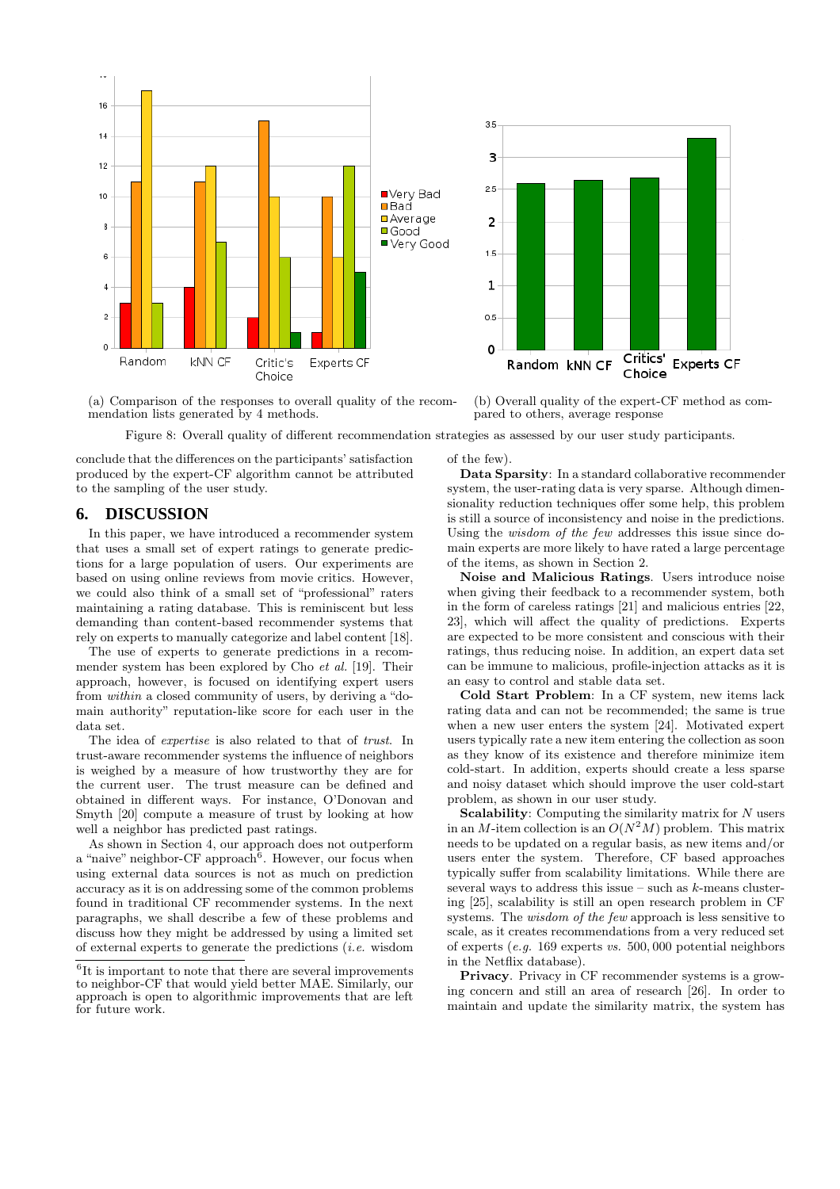16
14
12
10
8
6
4
2
0

Random
kNN CF
Critic's Choice
Experts CF

Very Bad
Bad
Average
Good
Very Good

3.5
3
2.5
2
1.5
1
0.5
0

Random
kNN CF
Critics' Choice
Experts CF

(a) Comparison of the responses to overall quality of the recommendation lists generated by 4 methods.

(b) Overall quality of the expert-CF method as compared to others, average response

Figure 8: Overall quality of different recommendation strategies as assessed by our user study participants.

conclude that the differences on the participants' satisfaction produced by the expert-CF algorithm cannot be attributed to the sampling of the user study.

## 6. DISCUSSION

In this paper, we have introduced a recommender system that uses a small set of expert ratings to generate predictions for a large population of users. Our experiments are based on using online reviews from movie critics. However, we could also think of a small set of "professional" raters maintaining a rating database. This is reminiscent but less demanding than content-based recommender systems that rely on experts to manually categorize and label content [18].

The use of experts to generate predictions in a recommender system has been explored by Cho *et al.* [19]. Their approach, however, is focused on identifying expert users from *within* a closed community of users, by deriving a "domain authority" reputation-like score for each user in the data set.

The idea of *expertise* is also related to that of *trust*. In trust-aware recommender systems the influence of neighbors is weighed by a measure of how trustworthy they are for the current user. The trust measure can be defined and obtained in different ways. For instance, O'Donovan and Smyth [20] compute a measure of trust by looking at how well a neighbor has predicted past ratings.

As shown in Section 4, our approach does not outperform a "naive" neighbor-CF approach[6]. However, our focus when using external data sources is not as much on prediction accuracy as it is on addressing some of the common problems found in traditional CF recommender systems. In the next paragraphs, we shall describe a few of these problems and discuss how they might be addressed by using a limited set of external experts to generate the predictions (*i.e.* wisdom of the few).

**Data Sparsity**: In a standard collaborative recommender system, the user-rating data is very sparse. Although dimensionality reduction techniques offer some help, this problem is still a source of inconsistency and noise in the predictions. Using the *wisdom of the few* addresses this issue since domain experts are more likely to have rated a large percentage of the items, as shown in Section 2.

**Noise and Malicious Ratings**. Users introduce noise when giving their feedback to a recommender system, both in the form of careless ratings [21] and malicious entries [22, 23], which will affect the quality of predictions. Experts are expected to be more consistent and conscious with their ratings, thus reducing noise. In addition, an expert data set can be immune to malicious, profile-injection attacks as it is an easy to control and stable data set.

**Cold Start Problem**: In a CF system, new items lack rating data and can not be recommended; the same is true when a new user enters the system [24]. Motivated expert users typically rate a new item entering the collection as soon as they know of its existence and therefore minimize item cold-start. In addition, experts should create a less sparse and noisy dataset which should improve the user cold-start problem, as shown in our user study.

**Scalability**: Computing the similarity matrix for $N$ users in an $M$-item collection is an $O(N^2M)$ problem. This matrix needs to be updated on a regular basis, as new items and/or users enter the system. Therefore, CF based approaches typically suffer from scalability limitations. While there are several ways to address this issue – such as $k$-means clustering [25], scalability is still an open research problem in CF systems. The *wisdom of the few* approach is less sensitive to scale, as it creates recommendations from a very reduced set of experts (*e.g.* 169 experts *vs.* 500,000 potential neighbors in the Netflix database).

**Privacy**. Privacy in CF recommender systems is a growing concern and still an area of research [26]. In order to maintain and update the similarity matrix, the system has

[6] It is important to note that there are several improvements to neighbor-CF that would yield better MAE. Similarly, our approach is open to algorithmic improvements that are left for future work.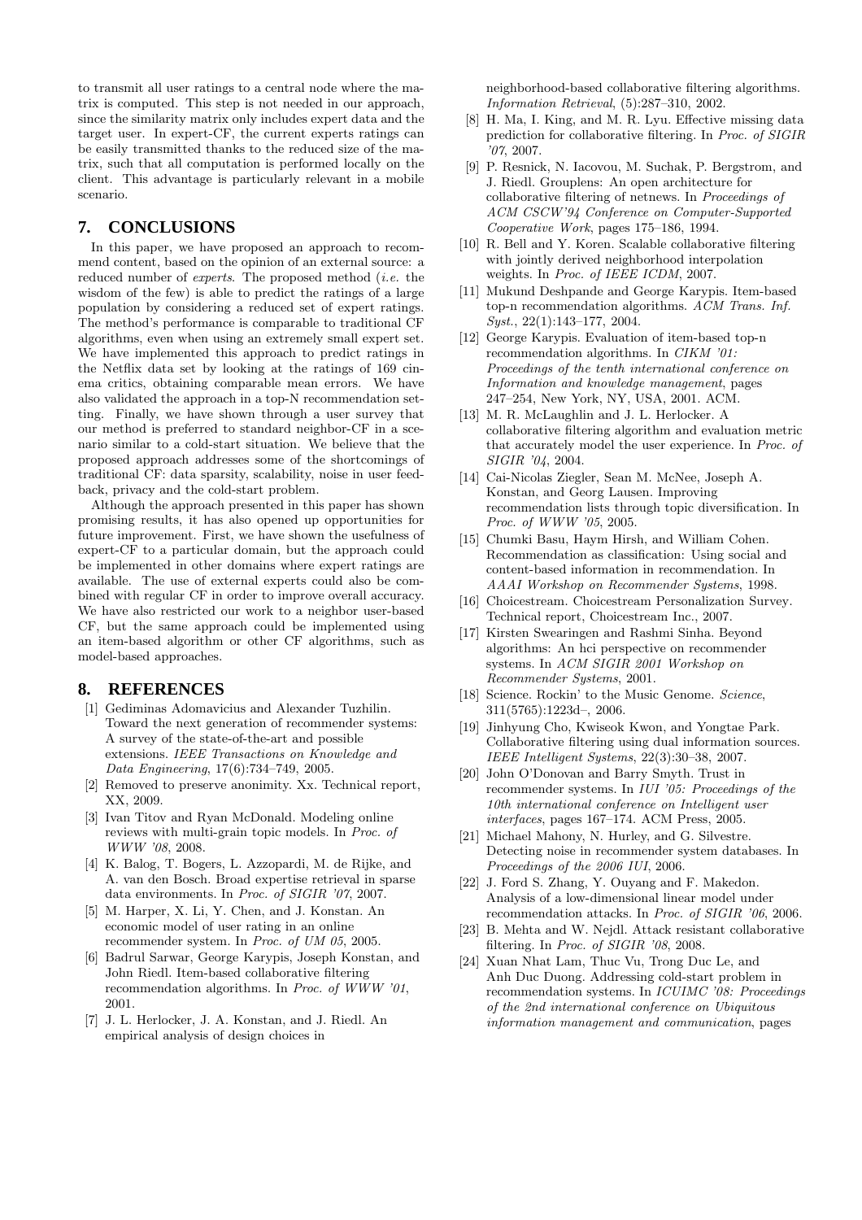to transmit all user ratings to a central node where the matrix is computed. This step is not needed in our approach, since the similarity matrix only includes expert data and the target user. In expert-CF, the current experts ratings can be easily transmitted thanks to the reduced size of the matrix, such that all computation is performed locally on the client. This advantage is particularly relevant in a mobile scenario.

## 7. CONCLUSIONS

In this paper, we have proposed an approach to recommend content, based on the opinion of an external source: a reduced number of *experts*. The proposed method (*i.e.* the wisdom of the few) is able to predict the ratings of a large population by considering a reduced set of expert ratings. The method's performance is comparable to traditional CF algorithms, even when using an extremely small expert set. We have implemented this approach to predict ratings in the Netflix data set by looking at the ratings of 169 cinema critics, obtaining comparable mean errors. We have also validated the approach in a top-N recommendation setting. Finally, we have shown through a user survey that our method is preferred to standard neighbor-CF in a scenario similar to a cold-start situation. We believe that the proposed approach addresses some of the shortcomings of traditional CF: data sparsity, scalability, noise in user feedback, privacy and the cold-start problem.

Although the approach presented in this paper has shown promising results, it has also opened up opportunities for future improvement. First, we have shown the usefulness of expert-CF to a particular domain, but the approach could be implemented in other domains where expert ratings are available. The use of external experts could also be combined with regular CF in order to improve overall accuracy. We have also restricted our work to a neighbor user-based CF, but the same approach could be implemented using an item-based algorithm or other CF algorithms, such as model-based approaches.

## 8. REFERENCES

[1] Gediminas Adomavicius and Alexander Tuzhilin. Toward the next generation of recommender systems: A survey of the state-of-the-art and possible extensions. *IEEE Transactions on Knowledge and Data Engineering*, 17(6):734–749, 2005.

[2] Removed to preserve anonimity. Xx. Technical report, XX, 2009.

[3] Ivan Titov and Ryan McDonald. Modeling online reviews with multi-grain topic models. In *Proc. of WWW '08*, 2008.

[4] K. Balog, T. Bogers, L. Azzopardi, M. de Rijke, and A. van den Bosch. Broad expertise retrieval in sparse data environments. In *Proc. of SIGIR '07*, 2007.

[5] M. Harper, X. Li, Y. Chen, and J. Konstan. An economic model of user rating in an online recommender system. In *Proc. of UM 05*, 2005.

[6] Badrul Sarwar, George Karypis, Joseph Konstan, and John Riedl. Item-based collaborative filtering recommendation algorithms. In *Proc. of WWW '01*, 2001.

[7] J. L. Herlocker, J. A. Konstan, and J. Riedl. An empirical analysis of design choices in neighborhood-based collaborative filtering algorithms. *Information Retrieval*, (5):287–310, 2002.

[8] H. Ma, I. King, and M. R. Lyu. Effective missing data prediction for collaborative filtering. In *Proc. of SIGIR '07*, 2007.

[9] P. Resnick, N. Iacovou, M. Suchak, P. Bergstrom, and J. Riedl. Grouplens: An open architecture for collaborative filtering of netnews. In *Proceedings of ACM CSCW'94 Conference on Computer-Supported Cooperative Work*, pages 175–186, 1994.

[10] R. Bell and Y. Koren. Scalable collaborative filtering with jointly derived neighborhood interpolation weights. In *Proc. of IEEE ICDM*, 2007.

[11] Mukund Deshpande and George Karypis. Item-based top-n recommendation algorithms. *ACM Trans. Inf. Syst.*, 22(1):143–177, 2004.

[12] George Karypis. Evaluation of item-based top-n recommendation algorithms. In *CIKM '01: Proceedings of the tenth international conference on Information and knowledge management*, pages 247–254, New York, NY, USA, 2001. ACM.

[13] M. R. McLaughlin and J. L. Herlocker. A collaborative filtering algorithm and evaluation metric that accurately model the user experience. In *Proc. of SIGIR '04*, 2004.

[14] Cai-Nicolas Ziegler, Sean M. McNee, Joseph A. Konstan, and Georg Lausen. Improving recommendation lists through topic diversification. In *Proc. of WWW '05*, 2005.

[15] Chumki Basu, Haym Hirsh, and William Cohen. Recommendation as classification: Using social and content-based information in recommendation. In *AAAI Workshop on Recommender Systems*, 1998.

[16] Choicestream. Choicestream Personalization Survey. Technical report, Choicestream Inc., 2007.

[17] Kirsten Swearingen and Rashmi Sinha. Beyond algorithms: An hci perspective on recommender systems. In *ACM SIGIR 2001 Workshop on Recommender Systems*, 2001.

[18] Science. Rockin' to the Music Genome. *Science*, 311(5765):1223d–, 2006.

[19] Jinhyung Cho, Kwiseok Kwon, and Yongtae Park. Collaborative filtering using dual information sources. *IEEE Intelligent Systems*, 22(3):30–38, 2007.

[20] John O'Donovan and Barry Smyth. Trust in recommender systems. In *IUI '05: Proceedings of the 10th international conference on Intelligent user interfaces*, pages 167–174. ACM Press, 2005.

[21] Michael Mahony, N. Hurley, and G. Silvestre. Detecting noise in recommender system databases. In *Proceedings of the 2006 IUI*, 2006.

[22] J. Ford S. Zhang, Y. Ouyang and F. Makedon. Analysis of a low-dimensional linear model under recommendation attacks. In *Proc. of SIGIR '06*, 2006.

[23] B. Mehta and W. Nejdl. Attack resistant collaborative filtering. In *Proc. of SIGIR '08*, 2008.

[24] Xuan Nhat Lam, Thuc Vu, Trong Duc Le, and Anh Duc Duong. Addressing cold-start problem in recommendation systems. In *ICUIMC '08: Proceedings of the 2nd international conference on Ubiquitous information management and communication*, pages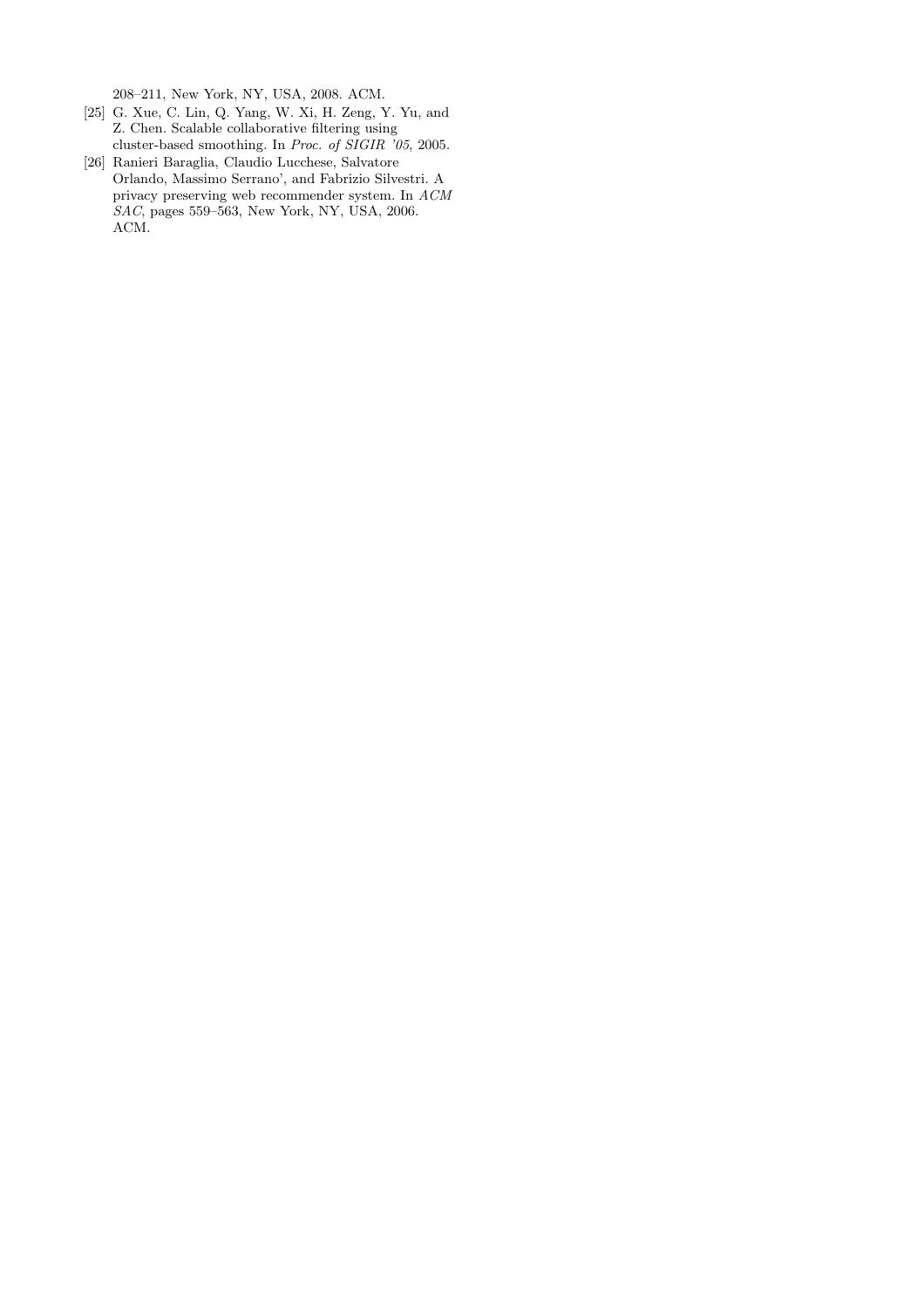208–211, New York, NY, USA, 2008. ACM.

[25] G. Xue, C. Lin, Q. Yang, W. Xi, H. Zeng, Y. Yu, and Z. Chen. Scalable collaborative filtering using cluster-based smoothing. In *Proc. of SIGIR '05*, 2005.

[26] Ranieri Baraglia, Claudio Lucchese, Salvatore Orlando, Massimo Serrano', and Fabrizio Silvestri. A privacy preserving web recommender system. In *ACM SAC*, pages 559–563, New York, NY, USA, 2006. ACM.